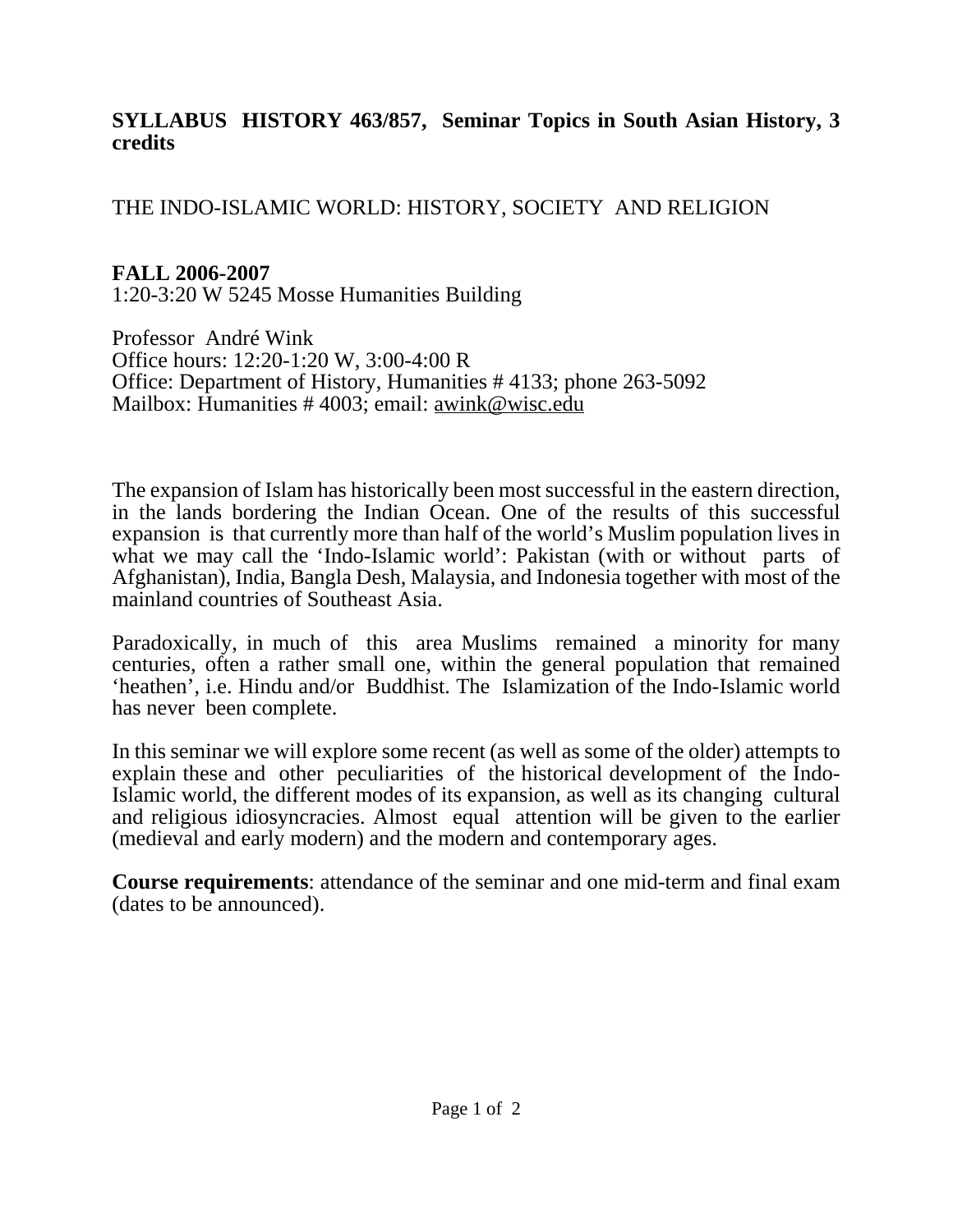**SYLLABUS HISTORY 463/857, Seminar Topics in South Asian History, 3 credits**

THE INDO-ISLAMIC WORLD: HISTORY, SOCIETY AND RELIGION

**FALL 2006-2007**
1:20-3:20 W 5245 Mosse Humanities Building

Professor André Wink
Office hours: 12:20-1:20 W, 3:00-4:00 R
Office: Department of History, Humanities # 4133; phone 263-5092
Mailbox: Humanities # 4003; email: awink@wisc.edu

The expansion of Islam has historically been most successful in the eastern direction, in the lands bordering the Indian Ocean. One of the results of this successful expansion is that currently more than half of the world's Muslim population lives in what we may call the 'Indo-Islamic world': Pakistan (with or without parts of Afghanistan), India, Bangla Desh, Malaysia, and Indonesia together with most of the mainland countries of Southeast Asia.

Paradoxically, in much of this area Muslims remained a minority for many centuries, often a rather small one, within the general population that remained 'heathen', i.e. Hindu and/or Buddhist. The Islamization of the Indo-Islamic world has never been complete.

In this seminar we will explore some recent (as well as some of the older) attempts to explain these and other peculiarities of the historical development of the Indo-Islamic world, the different modes of its expansion, as well as its changing cultural and religious idiosyncracies. Almost equal attention will be given to the earlier (medieval and early modern) and the modern and contemporary ages.

**Course requirements**: attendance of the seminar and one mid-term and final exam (dates to be announced).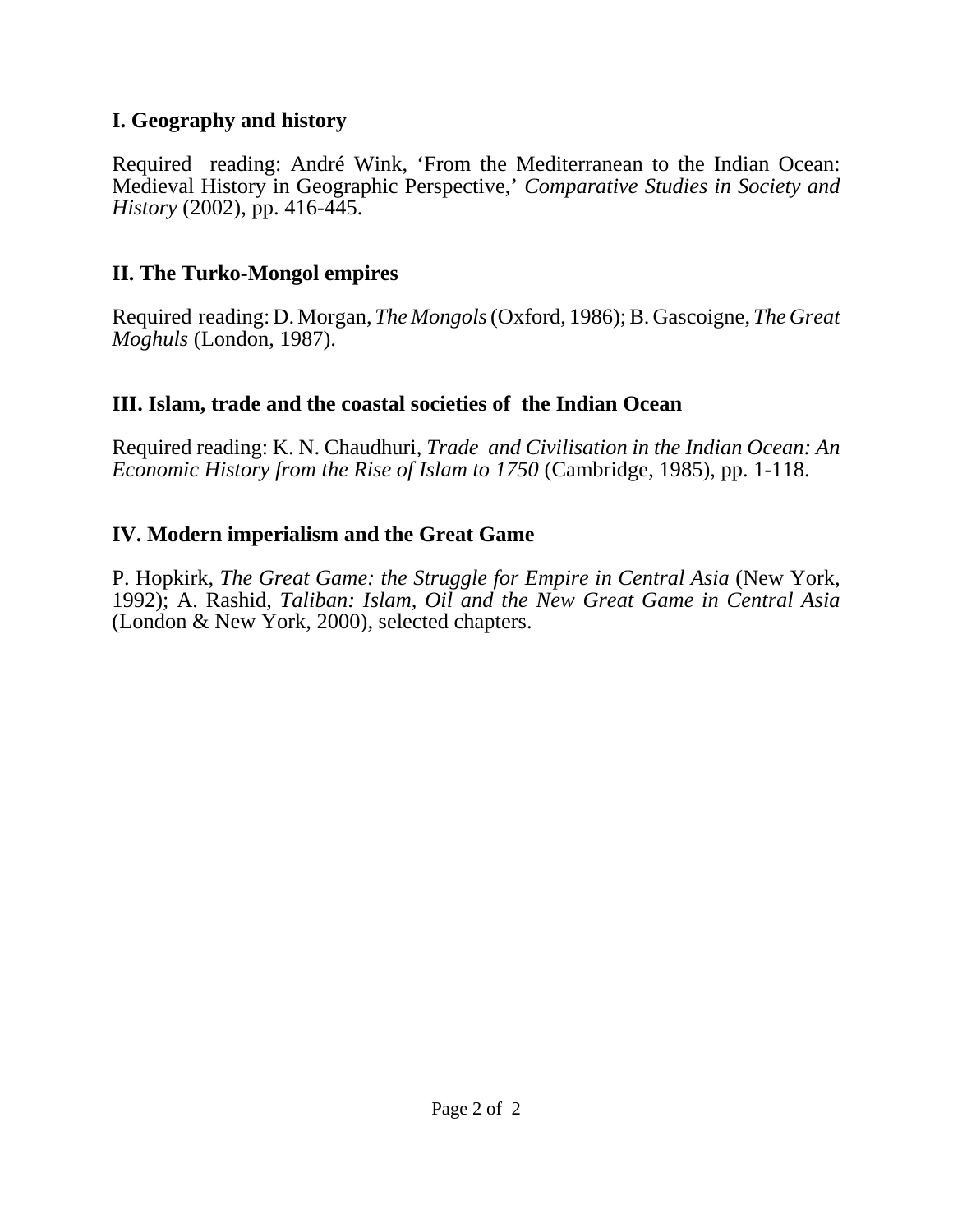## I. Geography and history

Required reading: André Wink, 'From the Mediterranean to the Indian Ocean: Medieval History in Geographic Perspective,' *Comparative Studies in Society and History* (2002), pp. 416-445.

## II. The Turko-Mongol empires

Required reading: D. Morgan, *The Mongols* (Oxford, 1986); B. Gascoigne, *The Great Moghuls* (London, 1987).

## III. Islam, trade and the coastal societies of the Indian Ocean

Required reading: K. N. Chaudhuri, *Trade and Civilisation in the Indian Ocean: An Economic History from the Rise of Islam to 1750* (Cambridge, 1985), pp. 1-118.

## IV. Modern imperialism and the Great Game

P. Hopkirk, *The Great Game: the Struggle for Empire in Central Asia* (New York, 1992); A. Rashid, *Taliban: Islam, Oil and the New Great Game in Central Asia* (London & New York, 2000), selected chapters.